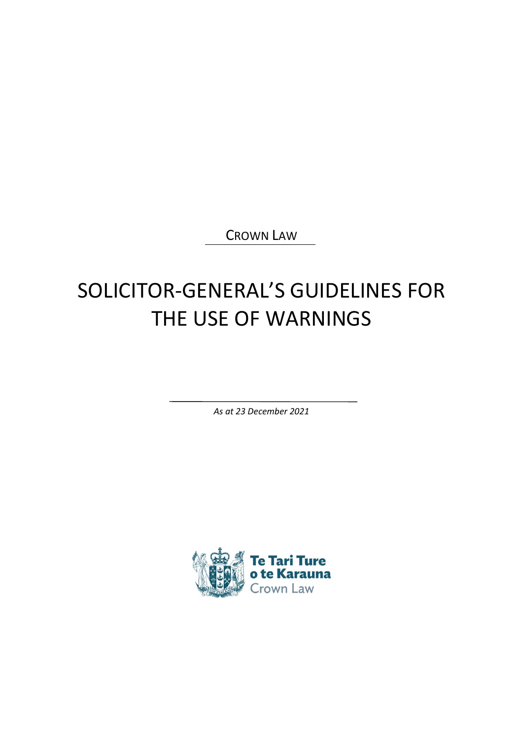CROWN LAW

# SOLICITOR-GENERAL'S GUIDELINES FOR THE USE OF WARNINGS

*As at 23 December 2021*

Te Tari Ture o te Karauna
Crown Law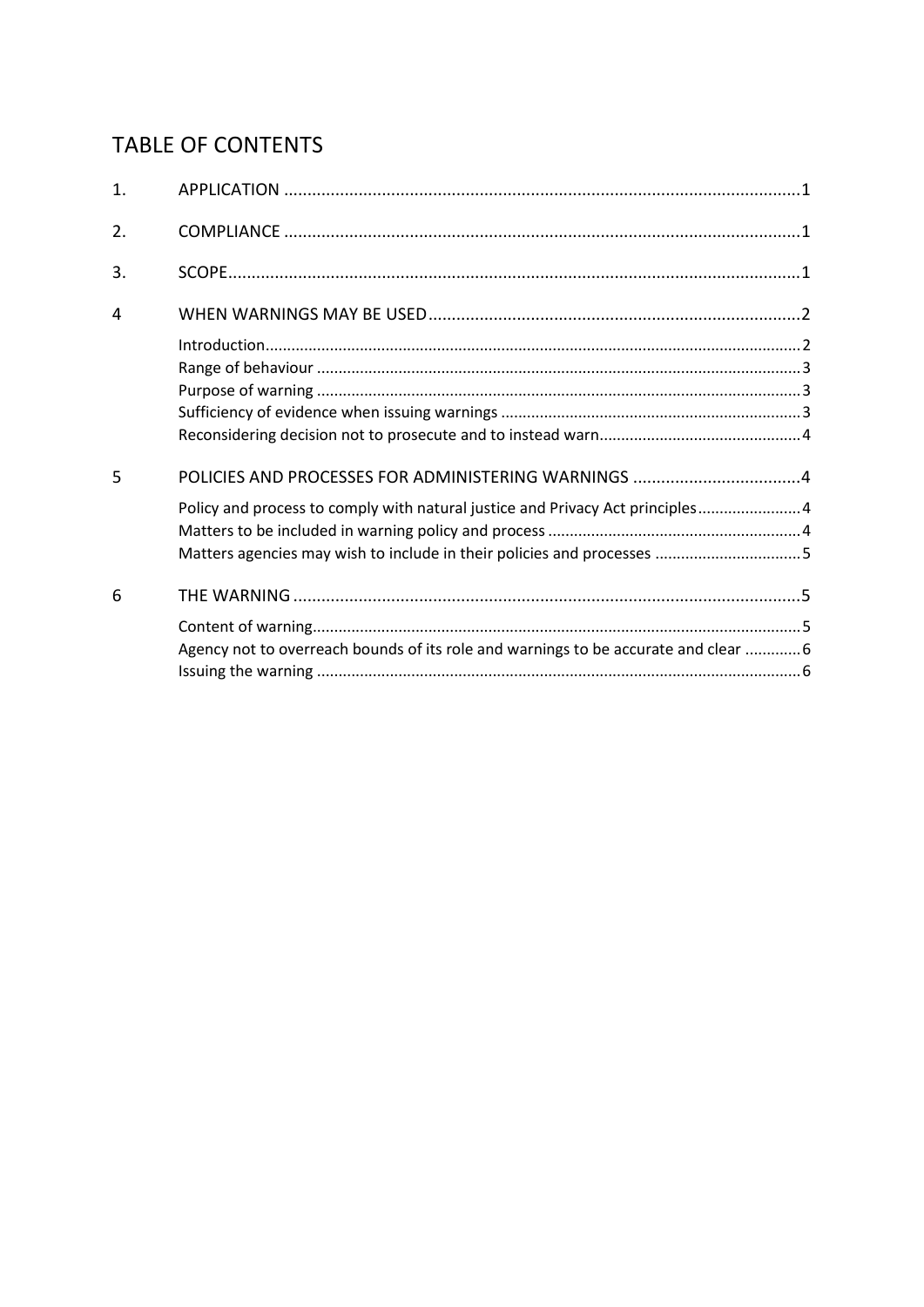## TABLE OF CONTENTS

| | | |
|---|---|---|
| 1. | APPLICATION | 1 |
| 2. | COMPLIANCE | 1 |
| 3. | SCOPE | 1 |
| 4 | WHEN WARNINGS MAY BE USED | 2 |
| | Introduction | 2 |
| | Range of behaviour | 3 |
| | Purpose of warning | 3 |
| | Sufficiency of evidence when issuing warnings | 3 |
| | Reconsidering decision not to prosecute and to instead warn | 4 |
| 5 | POLICIES AND PROCESSES FOR ADMINISTERING WARNINGS | 4 |
| | Policy and process to comply with natural justice and Privacy Act principles | 4 |
| | Matters to be included in warning policy and process | 4 |
| | Matters agencies may wish to include in their policies and processes | 5 |
| 6 | THE WARNING | 5 |
| | Content of warning | 5 |
| | Agency not to overreach bounds of its role and warnings to be accurate and clear | 6 |
| | Issuing the warning | 6 |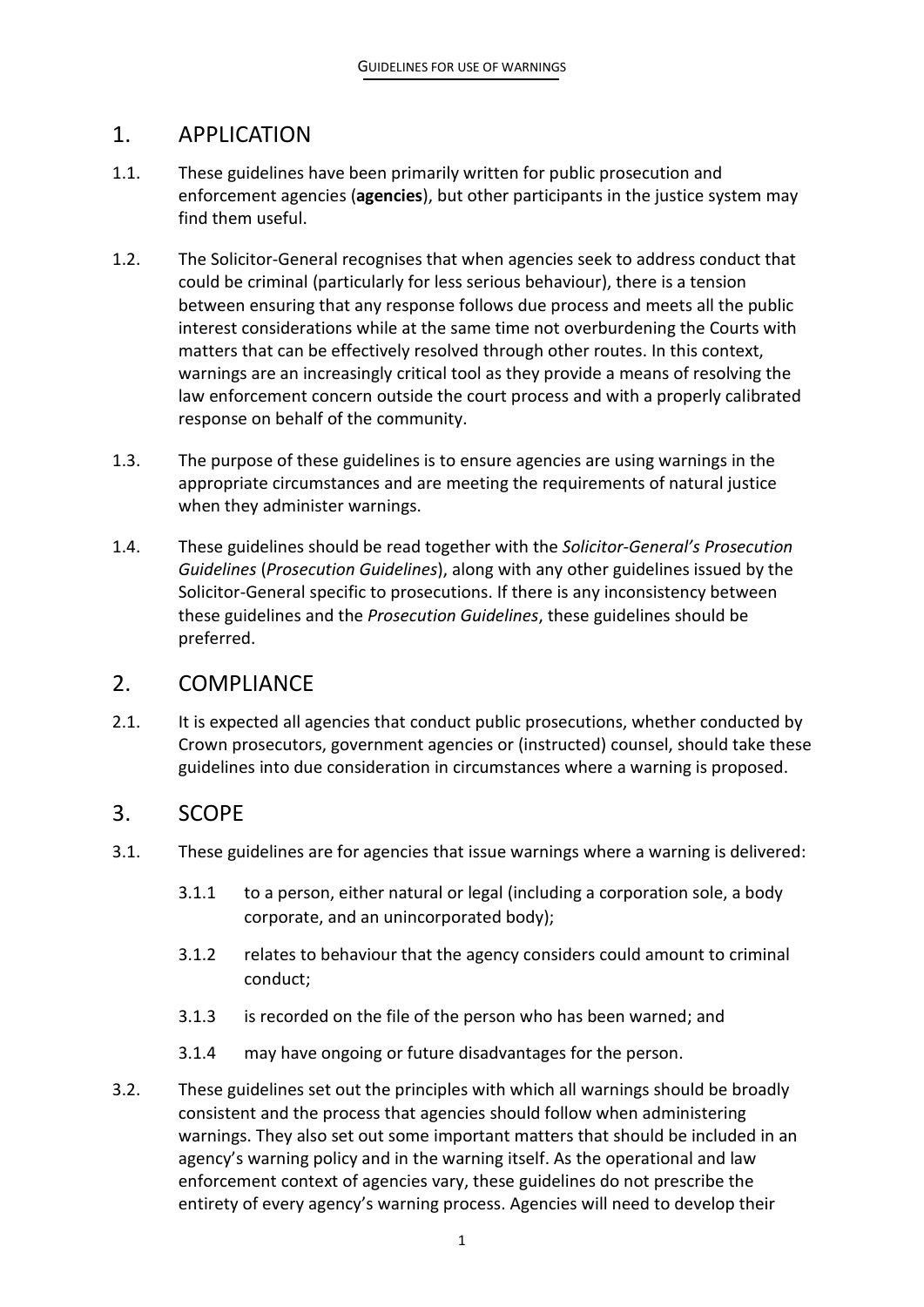## 1. APPLICATION

1.1. These guidelines have been primarily written for public prosecution and enforcement agencies (**agencies**), but other participants in the justice system may find them useful.

1.2. The Solicitor-General recognises that when agencies seek to address conduct that could be criminal (particularly for less serious behaviour), there is a tension between ensuring that any response follows due process and meets all the public interest considerations while at the same time not overburdening the Courts with matters that can be effectively resolved through other routes. In this context, warnings are an increasingly critical tool as they provide a means of resolving the law enforcement concern outside the court process and with a properly calibrated response on behalf of the community.

1.3. The purpose of these guidelines is to ensure agencies are using warnings in the appropriate circumstances and are meeting the requirements of natural justice when they administer warnings.

1.4. These guidelines should be read together with the *Solicitor-General's Prosecution Guidelines* (*Prosecution Guidelines*), along with any other guidelines issued by the Solicitor-General specific to prosecutions. If there is any inconsistency between these guidelines and the *Prosecution Guidelines*, these guidelines should be preferred.

## 2. COMPLIANCE

2.1. It is expected all agencies that conduct public prosecutions, whether conducted by Crown prosecutors, government agencies or (instructed) counsel, should take these guidelines into due consideration in circumstances where a warning is proposed.

## 3. SCOPE

3.1. These guidelines are for agencies that issue warnings where a warning is delivered:

- 3.1.1 to a person, either natural or legal (including a corporation sole, a body corporate, and an unincorporated body);
- 3.1.2 relates to behaviour that the agency considers could amount to criminal conduct;
- 3.1.3 is recorded on the file of the person who has been warned; and
- 3.1.4 may have ongoing or future disadvantages for the person.

3.2. These guidelines set out the principles with which all warnings should be broadly consistent and the process that agencies should follow when administering warnings. They also set out some important matters that should be included in an agency's warning policy and in the warning itself. As the operational and law enforcement context of agencies vary, these guidelines do not prescribe the entirety of every agency's warning process. Agencies will need to develop their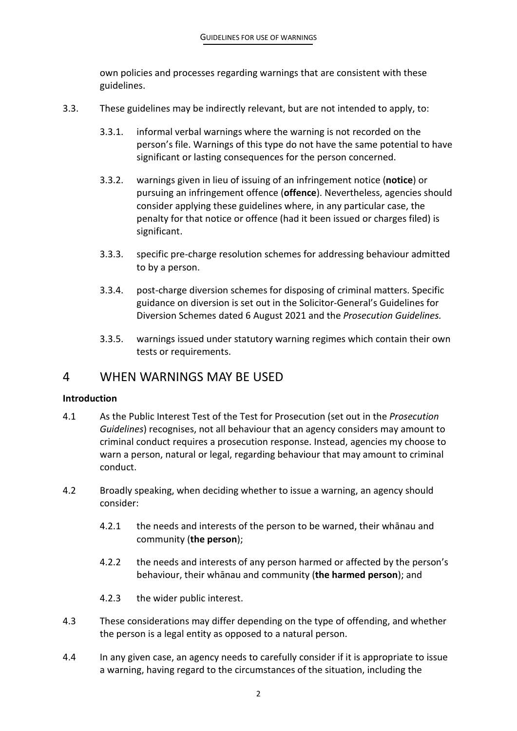own policies and processes regarding warnings that are consistent with these guidelines.

3.3. These guidelines may be indirectly relevant, but are not intended to apply, to:

3.3.1. informal verbal warnings where the warning is not recorded on the person's file. Warnings of this type do not have the same potential to have significant or lasting consequences for the person concerned.

3.3.2. warnings given in lieu of issuing of an infringement notice (**notice**) or pursuing an infringement offence (**offence**). Nevertheless, agencies should consider applying these guidelines where, in any particular case, the penalty for that notice or offence (had it been issued or charges filed) is significant.

3.3.3. specific pre-charge resolution schemes for addressing behaviour admitted to by a person.

3.3.4. post-charge diversion schemes for disposing of criminal matters. Specific guidance on diversion is set out in the Solicitor-General's Guidelines for Diversion Schemes dated 6 August 2021 and the *Prosecution Guidelines.*

3.3.5. warnings issued under statutory warning regimes which contain their own tests or requirements.

# 4 WHEN WARNINGS MAY BE USED

**Introduction**

4.1 As the Public Interest Test of the Test for Prosecution (set out in the *Prosecution Guidelines*) recognises, not all behaviour that an agency considers may amount to criminal conduct requires a prosecution response. Instead, agencies my choose to warn a person, natural or legal, regarding behaviour that may amount to criminal conduct.

4.2 Broadly speaking, when deciding whether to issue a warning, an agency should consider:

4.2.1 the needs and interests of the person to be warned, their whānau and community (**the person**);

4.2.2 the needs and interests of any person harmed or affected by the person's behaviour, their whānau and community (**the harmed person**); and

4.2.3 the wider public interest.

4.3 These considerations may differ depending on the type of offending, and whether the person is a legal entity as opposed to a natural person.

4.4 In any given case, an agency needs to carefully consider if it is appropriate to issue a warning, having regard to the circumstances of the situation, including the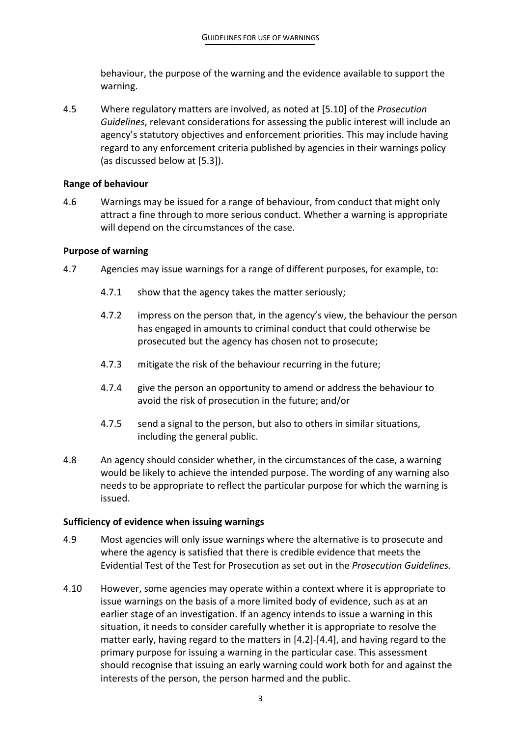behaviour, the purpose of the warning and the evidence available to support the warning.

4.5 Where regulatory matters are involved, as noted at [5.10] of the *Prosecution Guidelines*, relevant considerations for assessing the public interest will include an agency's statutory objectives and enforcement priorities. This may include having regard to any enforcement criteria published by agencies in their warnings policy (as discussed below at [5.3]).

**Range of behaviour**

4.6 Warnings may be issued for a range of behaviour, from conduct that might only attract a fine through to more serious conduct. Whether a warning is appropriate will depend on the circumstances of the case.

**Purpose of warning**

4.7 Agencies may issue warnings for a range of different purposes, for example, to:

4.7.1 show that the agency takes the matter seriously;

4.7.2 impress on the person that, in the agency's view, the behaviour the person has engaged in amounts to criminal conduct that could otherwise be prosecuted but the agency has chosen not to prosecute;

4.7.3 mitigate the risk of the behaviour recurring in the future;

4.7.4 give the person an opportunity to amend or address the behaviour to avoid the risk of prosecution in the future; and/or

4.7.5 send a signal to the person, but also to others in similar situations, including the general public.

4.8 An agency should consider whether, in the circumstances of the case, a warning would be likely to achieve the intended purpose. The wording of any warning also needs to be appropriate to reflect the particular purpose for which the warning is issued.

**Sufficiency of evidence when issuing warnings**

4.9 Most agencies will only issue warnings where the alternative is to prosecute and where the agency is satisfied that there is credible evidence that meets the Evidential Test of the Test for Prosecution as set out in the *Prosecution Guidelines.*

4.10 However, some agencies may operate within a context where it is appropriate to issue warnings on the basis of a more limited body of evidence, such as at an earlier stage of an investigation. If an agency intends to issue a warning in this situation, it needs to consider carefully whether it is appropriate to resolve the matter early, having regard to the matters in [4.2]-[4.4], and having regard to the primary purpose for issuing a warning in the particular case. This assessment should recognise that issuing an early warning could work both for and against the interests of the person, the person harmed and the public.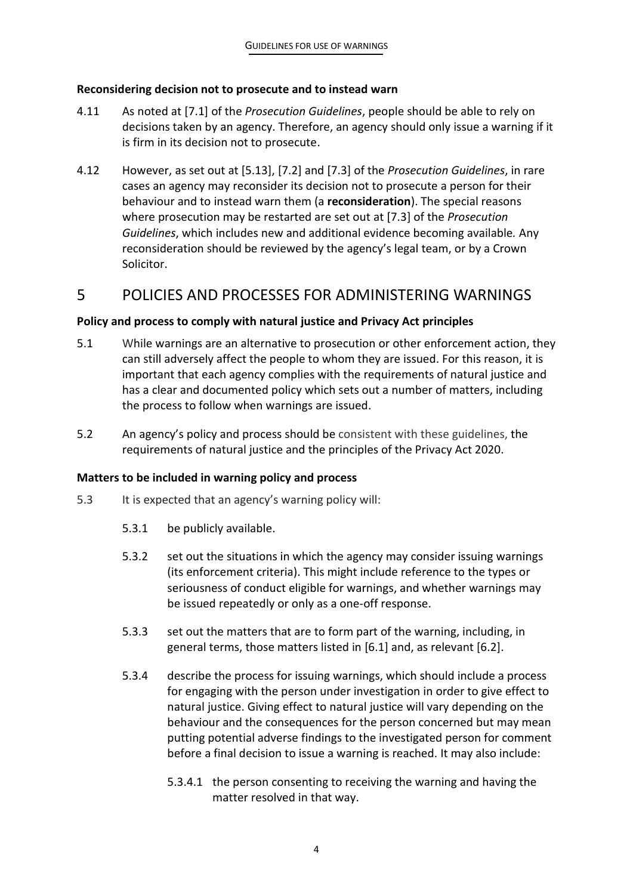**Reconsidering decision not to prosecute and to instead warn**

4.11 As noted at [7.1] of the *Prosecution Guidelines*, people should be able to rely on decisions taken by an agency. Therefore, an agency should only issue a warning if it is firm in its decision not to prosecute.

4.12 However, as set out at [5.13], [7.2] and [7.3] of the *Prosecution Guidelines*, in rare cases an agency may reconsider its decision not to prosecute a person for their behaviour and to instead warn them (a **reconsideration**). The special reasons where prosecution may be restarted are set out at [7.3] of the *Prosecution Guidelines*, which includes new and additional evidence becoming available. Any reconsideration should be reviewed by the agency's legal team, or by a Crown Solicitor.

# 5 POLICIES AND PROCESSES FOR ADMINISTERING WARNINGS

**Policy and process to comply with natural justice and Privacy Act principles**

5.1 While warnings are an alternative to prosecution or other enforcement action, they can still adversely affect the people to whom they are issued. For this reason, it is important that each agency complies with the requirements of natural justice and has a clear and documented policy which sets out a number of matters, including the process to follow when warnings are issued.

5.2 An agency's policy and process should be consistent with these guidelines, the requirements of natural justice and the principles of the Privacy Act 2020.

**Matters to be included in warning policy and process**

5.3 It is expected that an agency's warning policy will:

5.3.1 be publicly available.

5.3.2 set out the situations in which the agency may consider issuing warnings (its enforcement criteria). This might include reference to the types or seriousness of conduct eligible for warnings, and whether warnings may be issued repeatedly or only as a one-off response.

5.3.3 set out the matters that are to form part of the warning, including, in general terms, those matters listed in [6.1] and, as relevant [6.2].

5.3.4 describe the process for issuing warnings, which should include a process for engaging with the person under investigation in order to give effect to natural justice. Giving effect to natural justice will vary depending on the behaviour and the consequences for the person concerned but may mean putting potential adverse findings to the investigated person for comment before a final decision to issue a warning is reached. It may also include:

5.3.4.1 the person consenting to receiving the warning and having the matter resolved in that way.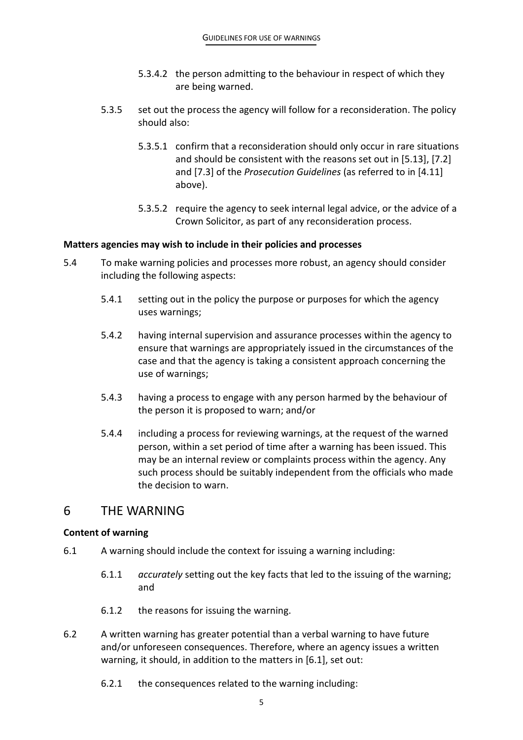5.3.4.2 the person admitting to the behaviour in respect of which they are being warned.

5.3.5 set out the process the agency will follow for a reconsideration. The policy should also:

5.3.5.1 confirm that a reconsideration should only occur in rare situations and should be consistent with the reasons set out in [5.13], [7.2] and [7.3] of the *Prosecution Guidelines* (as referred to in [4.11] above).

5.3.5.2 require the agency to seek internal legal advice, or the advice of a Crown Solicitor, as part of any reconsideration process.

**Matters agencies may wish to include in their policies and processes**

5.4 To make warning policies and processes more robust, an agency should consider including the following aspects:

5.4.1 setting out in the policy the purpose or purposes for which the agency uses warnings;

5.4.2 having internal supervision and assurance processes within the agency to ensure that warnings are appropriately issued in the circumstances of the case and that the agency is taking a consistent approach concerning the use of warnings;

5.4.3 having a process to engage with any person harmed by the behaviour of the person it is proposed to warn; and/or

5.4.4 including a process for reviewing warnings, at the request of the warned person, within a set period of time after a warning has been issued. This may be an internal review or complaints process within the agency. Any such process should be suitably independent from the officials who made the decision to warn.

# 6 THE WARNING

**Content of warning**

6.1 A warning should include the context for issuing a warning including:

6.1.1 *accurately* setting out the key facts that led to the issuing of the warning; and

6.1.2 the reasons for issuing the warning.

6.2 A written warning has greater potential than a verbal warning to have future and/or unforeseen consequences. Therefore, where an agency issues a written warning, it should, in addition to the matters in [6.1], set out:

6.2.1 the consequences related to the warning including: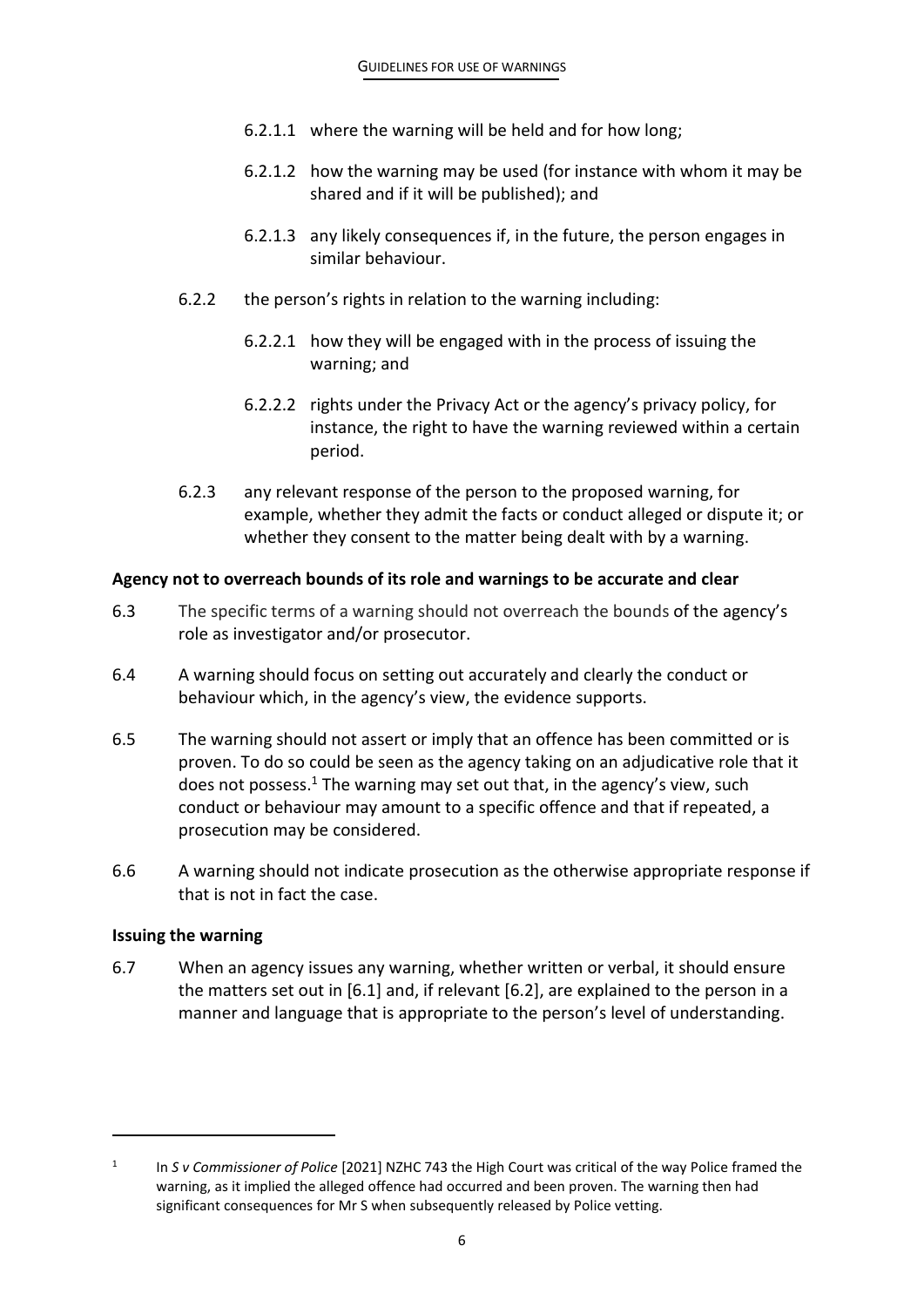6.2.1.1 where the warning will be held and for how long;

6.2.1.2 how the warning may be used (for instance with whom it may be shared and if it will be published); and

6.2.1.3 any likely consequences if, in the future, the person engages in similar behaviour.

6.2.2 the person's rights in relation to the warning including:

6.2.2.1 how they will be engaged with in the process of issuing the warning; and

6.2.2.2 rights under the Privacy Act or the agency's privacy policy, for instance, the right to have the warning reviewed within a certain period.

6.2.3 any relevant response of the person to the proposed warning, for example, whether they admit the facts or conduct alleged or dispute it; or whether they consent to the matter being dealt with by a warning.

**Agency not to overreach bounds of its role and warnings to be accurate and clear**

6.3 The specific terms of a warning should not overreach the bounds of the agency's role as investigator and/or prosecutor.

6.4 A warning should focus on setting out accurately and clearly the conduct or behaviour which, in the agency's view, the evidence supports.

6.5 The warning should not assert or imply that an offence has been committed or is proven. To do so could be seen as the agency taking on an adjudicative role that it does not possess.[1] The warning may set out that, in the agency's view, such conduct or behaviour may amount to a specific offence and that if repeated, a prosecution may be considered.

6.6 A warning should not indicate prosecution as the otherwise appropriate response if that is not in fact the case.

**Issuing the warning**

6.7 When an agency issues any warning, whether written or verbal, it should ensure the matters set out in [6.1] and, if relevant [6.2], are explained to the person in a manner and language that is appropriate to the person's level of understanding.

---

[1] In *S v Commissioner of Police* [2021] NZHC 743 the High Court was critical of the way Police framed the warning, as it implied the alleged offence had occurred and been proven. The warning then had significant consequences for Mr S when subsequently released by Police vetting.